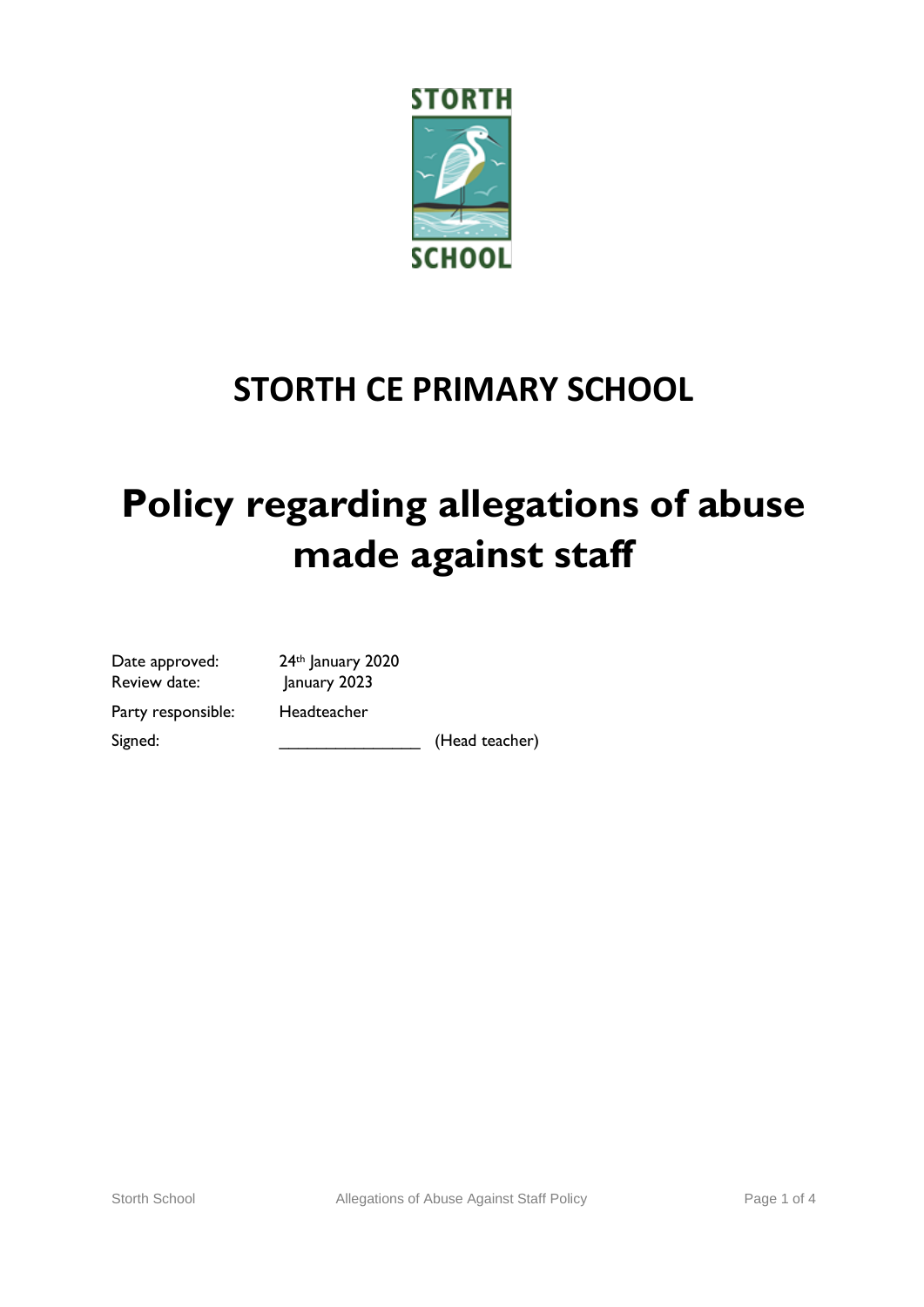# STORTH CE PRIMARY SCHOOL

# Policy regarding allegations of abuse made against staff

| | | |
|---|---|---|
| Date approved: | 24th January 2020 | |
| Review date: | January 2023 | |
| Party responsible: | Headteacher | |
| Signed: | _______________ | (Head teacher) |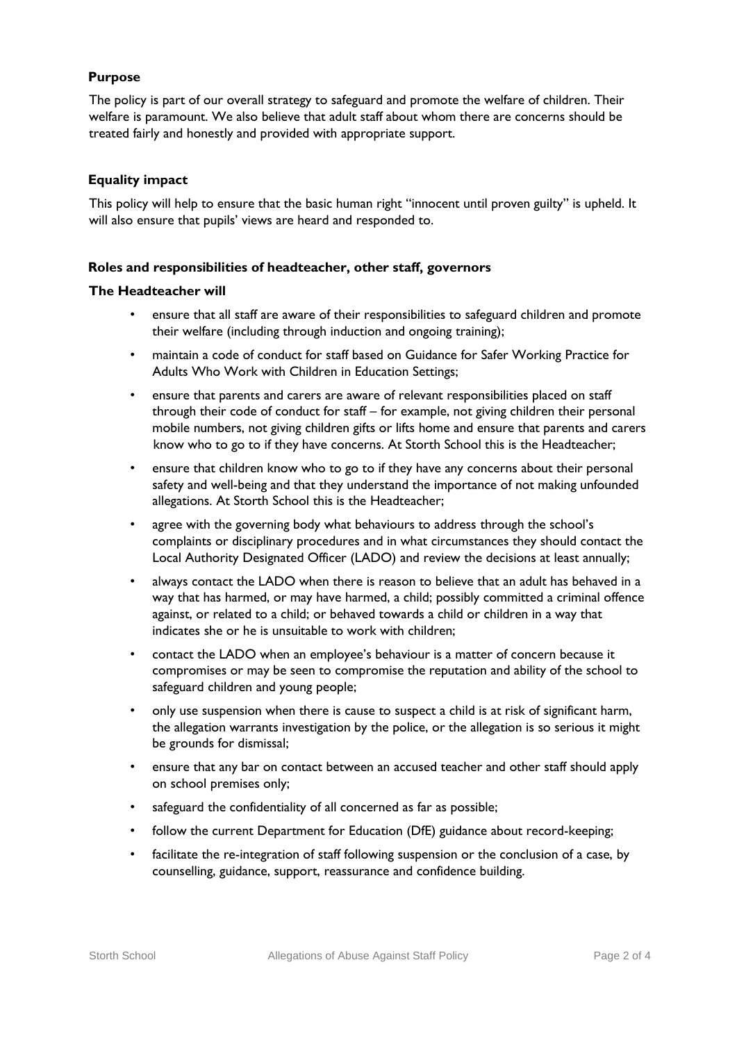**Purpose**

The policy is part of our overall strategy to safeguard and promote the welfare of children. Their welfare is paramount. We also believe that adult staff about whom there are concerns should be treated fairly and honestly and provided with appropriate support.

**Equality impact**

This policy will help to ensure that the basic human right "innocent until proven guilty" is upheld. It will also ensure that pupils' views are heard and responded to.

**Roles and responsibilities of headteacher, other staff, governors**

**The Headteacher will**

- ensure that all staff are aware of their responsibilities to safeguard children and promote their welfare (including through induction and ongoing training);
- maintain a code of conduct for staff based on Guidance for Safer Working Practice for Adults Who Work with Children in Education Settings;
- ensure that parents and carers are aware of relevant responsibilities placed on staff through their code of conduct for staff – for example, not giving children their personal mobile numbers, not giving children gifts or lifts home and ensure that parents and carers know who to go to if they have concerns. At Storth School this is the Headteacher;
- ensure that children know who to go to if they have any concerns about their personal safety and well-being and that they understand the importance of not making unfounded allegations. At Storth School this is the Headteacher;
- agree with the governing body what behaviours to address through the school's complaints or disciplinary procedures and in what circumstances they should contact the Local Authority Designated Officer (LADO) and review the decisions at least annually;
- always contact the LADO when there is reason to believe that an adult has behaved in a way that has harmed, or may have harmed, a child; possibly committed a criminal offence against, or related to a child; or behaved towards a child or children in a way that indicates she or he is unsuitable to work with children;
- contact the LADO when an employee's behaviour is a matter of concern because it compromises or may be seen to compromise the reputation and ability of the school to safeguard children and young people;
- only use suspension when there is cause to suspect a child is at risk of significant harm, the allegation warrants investigation by the police, or the allegation is so serious it might be grounds for dismissal;
- ensure that any bar on contact between an accused teacher and other staff should apply on school premises only;
- safeguard the confidentiality of all concerned as far as possible;
- follow the current Department for Education (DfE) guidance about record-keeping;
- facilitate the re-integration of staff following suspension or the conclusion of a case, by counselling, guidance, support, reassurance and confidence building.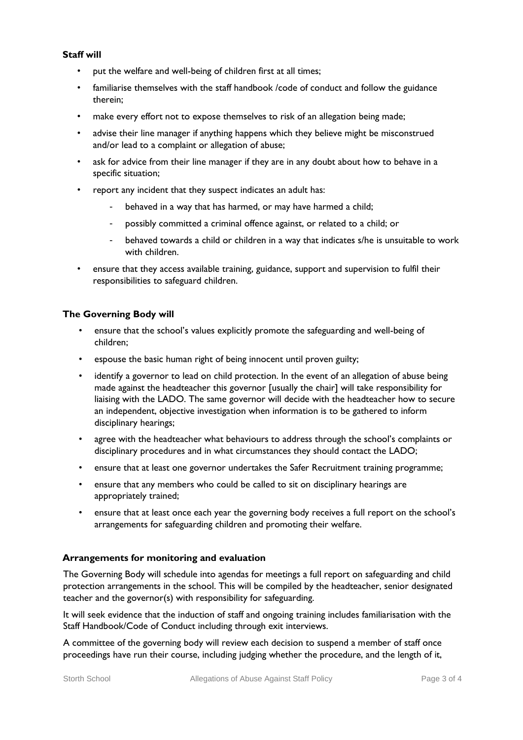**Staff will**

- put the welfare and well-being of children first at all times;
- familiarise themselves with the staff handbook /code of conduct and follow the guidance therein;
- make every effort not to expose themselves to risk of an allegation being made;
- advise their line manager if anything happens which they believe might be misconstrued and/or lead to a complaint or allegation of abuse;
- ask for advice from their line manager if they are in any doubt about how to behave in a specific situation;
- report any incident that they suspect indicates an adult has:
  - behaved in a way that has harmed, or may have harmed a child;
  - possibly committed a criminal offence against, or related to a child; or
  - behaved towards a child or children in a way that indicates s/he is unsuitable to work with children.
- ensure that they access available training, guidance, support and supervision to fulfil their responsibilities to safeguard children.

**The Governing Body will**

- ensure that the school's values explicitly promote the safeguarding and well-being of children;
- espouse the basic human right of being innocent until proven guilty;
- identify a governor to lead on child protection. In the event of an allegation of abuse being made against the headteacher this governor [usually the chair] will take responsibility for liaising with the LADO. The same governor will decide with the headteacher how to secure an independent, objective investigation when information is to be gathered to inform disciplinary hearings;
- agree with the headteacher what behaviours to address through the school's complaints or disciplinary procedures and in what circumstances they should contact the LADO;
- ensure that at least one governor undertakes the Safer Recruitment training programme;
- ensure that any members who could be called to sit on disciplinary hearings are appropriately trained;
- ensure that at least once each year the governing body receives a full report on the school's arrangements for safeguarding children and promoting their welfare.

**Arrangements for monitoring and evaluation**

The Governing Body will schedule into agendas for meetings a full report on safeguarding and child protection arrangements in the school. This will be compiled by the headteacher, senior designated teacher and the governor(s) with responsibility for safeguarding.

It will seek evidence that the induction of staff and ongoing training includes familiarisation with the Staff Handbook/Code of Conduct including through exit interviews.

A committee of the governing body will review each decision to suspend a member of staff once proceedings have run their course, including judging whether the procedure, and the length of it,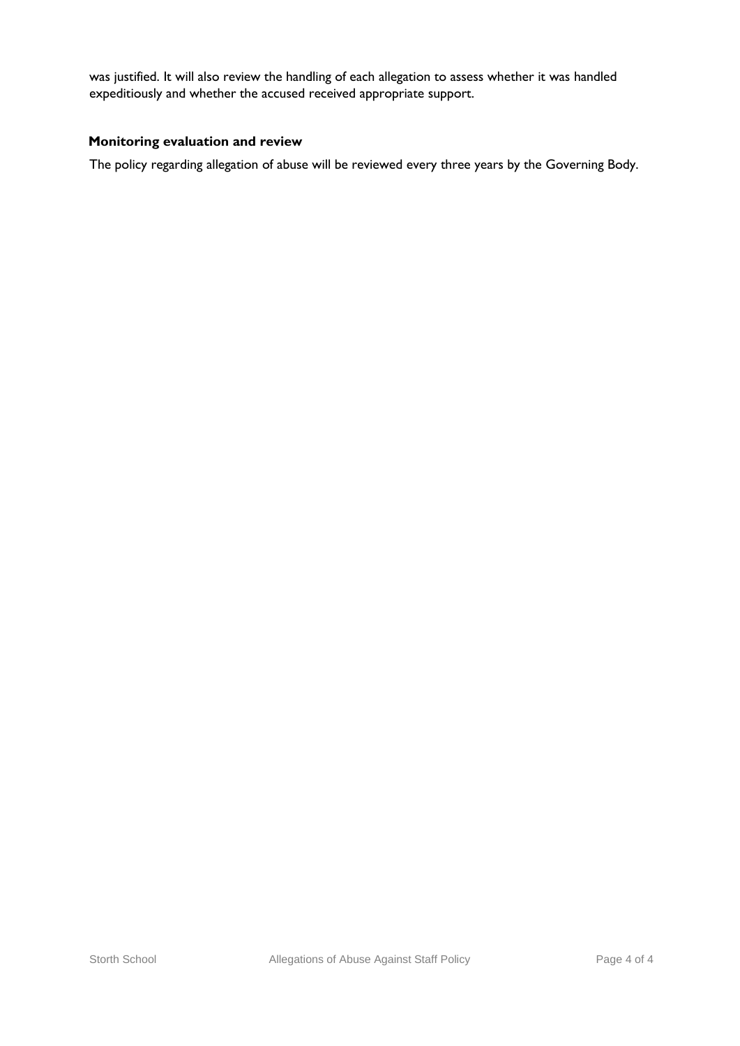was justified. It will also review the handling of each allegation to assess whether it was handled expeditiously and whether the accused received appropriate support.

### Monitoring evaluation and review

The policy regarding allegation of abuse will be reviewed every three years by the Governing Body.